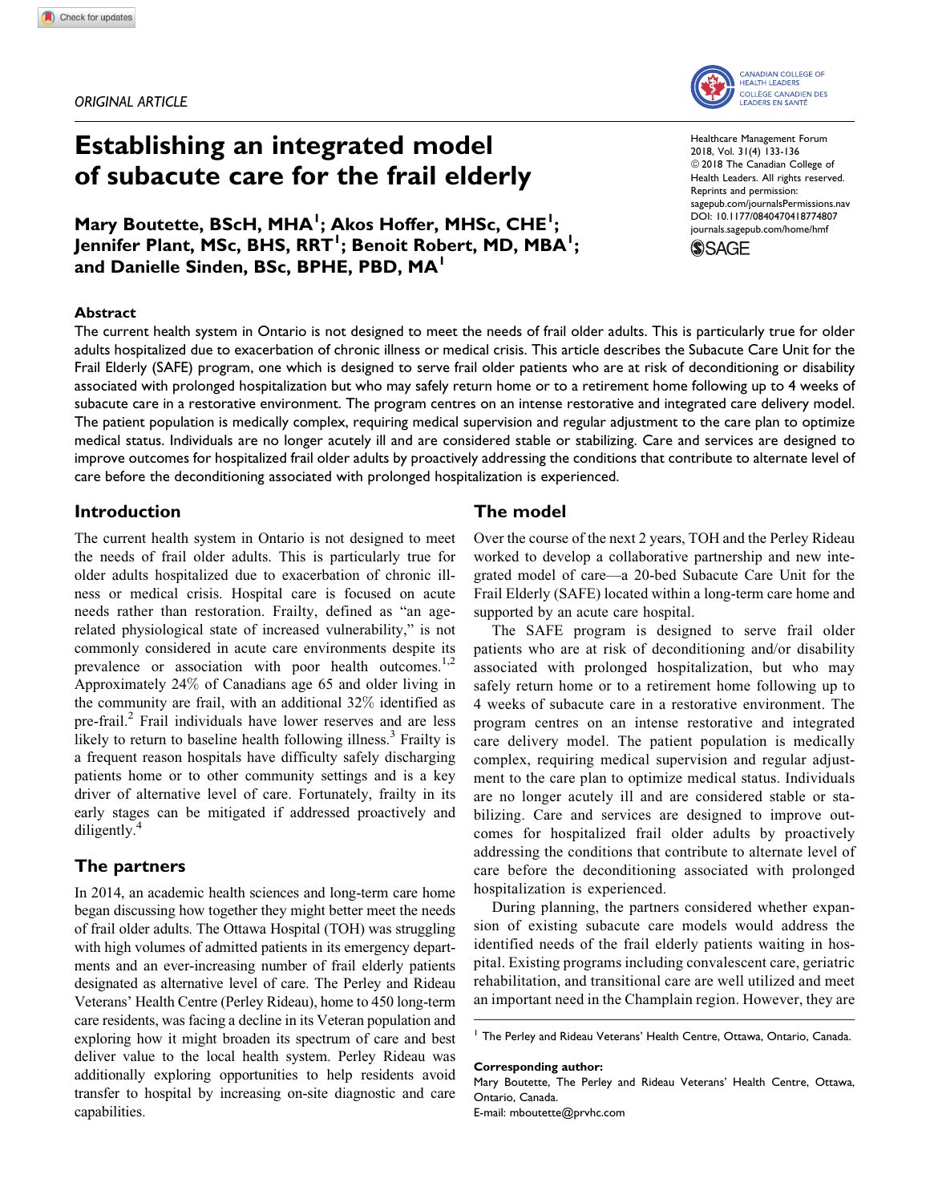ORIGINAL ARTICLE

# Establishing an integrated model of subacute care for the frail elderly

**Mary Boutette, BScH, MHA[1]; Akos Hoffer, MHSc, CHE[1]; Jennifer Plant, MSc, BHS, RRT[1]; Benoit Robert, MD, MBA[1]; and Danielle Sinden, BSc, BPHE, PBD, MA[1]**

Healthcare Management Forum
2018, Vol. 31(4) 133-136
© 2018 The Canadian College of Health Leaders. All rights reserved.
Reprints and permission: sagepub.com/journalsPermissions.nav
DOI: 10.1177/0840470418774807
journals.sagepub.com/home/hmf

## Abstract

The current health system in Ontario is not designed to meet the needs of frail older adults. This is particularly true for older adults hospitalized due to exacerbation of chronic illness or medical crisis. This article describes the Subacute Care Unit for the Frail Elderly (SAFE) program, one which is designed to serve frail older patients who are at risk of deconditioning or disability associated with prolonged hospitalization but who may safely return home or to a retirement home following up to 4 weeks of subacute care in a restorative environment. The program centres on an intense restorative and integrated care delivery model. The patient population is medically complex, requiring medical supervision and regular adjustment to the care plan to optimize medical status. Individuals are no longer acutely ill and are considered stable or stabilizing. Care and services are designed to improve outcomes for hospitalized frail older adults by proactively addressing the conditions that contribute to alternate level of care before the deconditioning associated with prolonged hospitalization is experienced.

## Introduction

The current health system in Ontario is not designed to meet the needs of frail older adults. This is particularly true for older adults hospitalized due to exacerbation of chronic illness or medical crisis. Hospital care is focused on acute needs rather than restoration. Frailty, defined as "an age-related physiological state of increased vulnerability," is not commonly considered in acute care environments despite its prevalence or association with poor health outcomes.[1,2] Approximately 24% of Canadians age 65 and older living in the community are frail, with an additional 32% identified as pre-frail.[2] Frail individuals have lower reserves and are less likely to return to baseline health following illness.[3] Frailty is a frequent reason hospitals have difficulty safely discharging patients home or to other community settings and is a key driver of alternative level of care. Fortunately, frailty in its early stages can be mitigated if addressed proactively and diligently.[4]

## The partners

In 2014, an academic health sciences and long-term care home began discussing how together they might better meet the needs of frail older adults. The Ottawa Hospital (TOH) was struggling with high volumes of admitted patients in its emergency departments and an ever-increasing number of frail elderly patients designated as alternative level of care. The Perley and Rideau Veterans' Health Centre (Perley Rideau), home to 450 long-term care residents, was facing a decline in its Veteran population and exploring how it might broaden its spectrum of care and best deliver value to the local health system. Perley Rideau was additionally exploring opportunities to help residents avoid transfer to hospital by increasing on-site diagnostic and care capabilities.

## The model

Over the course of the next 2 years, TOH and the Perley Rideau worked to develop a collaborative partnership and new integrated model of care—a 20-bed Subacute Care Unit for the Frail Elderly (SAFE) located within a long-term care home and supported by an acute care hospital.

The SAFE program is designed to serve frail older patients who are at risk of deconditioning and/or disability associated with prolonged hospitalization, but who may safely return home or to a retirement home following up to 4 weeks of subacute care in a restorative environment. The program centres on an intense restorative and integrated care delivery model. The patient population is medically complex, requiring medical supervision and regular adjustment to the care plan to optimize medical status. Individuals are no longer acutely ill and are considered stable or stabilizing. Care and services are designed to improve outcomes for hospitalized frail older adults by proactively addressing the conditions that contribute to alternate level of care before the deconditioning associated with prolonged hospitalization is experienced.

During planning, the partners considered whether expansion of existing subacute care models would address the identified needs of the frail elderly patients waiting in hospital. Existing programs including convalescent care, geriatric rehabilitation, and transitional care are well utilized and meet an important need in the Champlain region. However, they are

[1] The Perley and Rideau Veterans' Health Centre, Ottawa, Ontario, Canada.

**Corresponding author:**
Mary Boutette, The Perley and Rideau Veterans' Health Centre, Ottawa, Ontario, Canada.
E-mail: mboutette@prvhc.com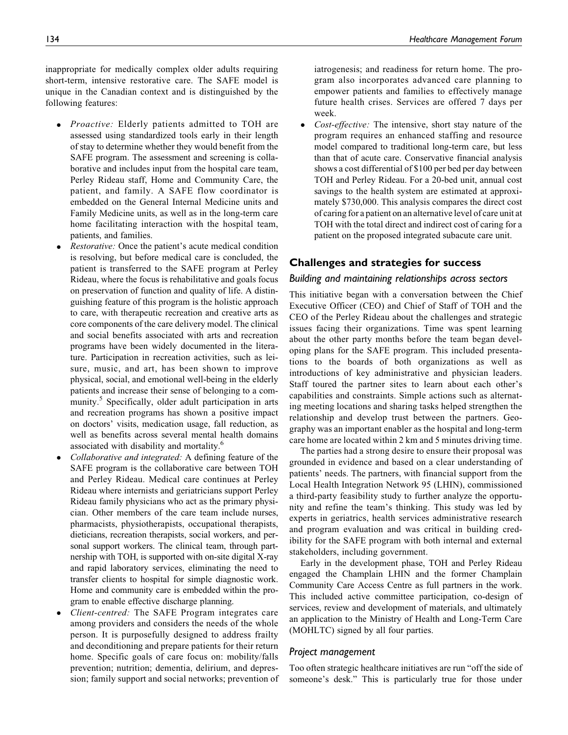inappropriate for medically complex older adults requiring short-term, intensive restorative care. The SAFE model is unique in the Canadian context and is distinguished by the following features:

- *Proactive:* Elderly patients admitted to TOH are assessed using standardized tools early in their length of stay to determine whether they would benefit from the SAFE program. The assessment and screening is collaborative and includes input from the hospital care team, Perley Rideau staff, Home and Community Care, the patient, and family. A SAFE flow coordinator is embedded on the General Internal Medicine units and Family Medicine units, as well as in the long-term care home facilitating interaction with the hospital team, patients, and families.
- *Restorative:* Once the patient's acute medical condition is resolving, but before medical care is concluded, the patient is transferred to the SAFE program at Perley Rideau, where the focus is rehabilitative and goals focus on preservation of function and quality of life. A distinguishing feature of this program is the holistic approach to care, with therapeutic recreation and creative arts as core components of the care delivery model. The clinical and social benefits associated with arts and recreation programs have been widely documented in the literature. Participation in recreation activities, such as leisure, music, and art, has been shown to improve physical, social, and emotional well-being in the elderly patients and increase their sense of belonging to a community.[5] Specifically, older adult participation in arts and recreation programs has shown a positive impact on doctors' visits, medication usage, fall reduction, as well as benefits across several mental health domains associated with disability and mortality.[6]
- *Collaborative and integrated:* A defining feature of the SAFE program is the collaborative care between TOH and Perley Rideau. Medical care continues at Perley Rideau where internists and geriatricians support Perley Rideau family physicians who act as the primary physician. Other members of the care team include nurses, pharmacists, physiotherapists, occupational therapists, dieticians, recreation therapists, social workers, and personal support workers. The clinical team, through partnership with TOH, is supported with on-site digital X-ray and rapid laboratory services, eliminating the need to transfer clients to hospital for simple diagnostic work. Home and community care is embedded within the program to enable effective discharge planning.
- *Client-centred:* The SAFE Program integrates care among providers and considers the needs of the whole person. It is purposefully designed to address frailty and deconditioning and prepare patients for their return home. Specific goals of care focus on: mobility/falls prevention; nutrition; dementia, delirium, and depression; family support and social networks; prevention of iatrogenesis; and readiness for return home. The program also incorporates advanced care planning to empower patients and families to effectively manage future health crises. Services are offered 7 days per week.
- *Cost-effective:* The intensive, short stay nature of the program requires an enhanced staffing and resource model compared to traditional long-term care, but less than that of acute care. Conservative financial analysis shows a cost differential of $100 per bed per day between TOH and Perley Rideau. For a 20-bed unit, annual cost savings to the health system are estimated at approximately $730,000. This analysis compares the direct cost of caring for a patient on an alternative level of care unit at TOH with the total direct and indirect cost of caring for a patient on the proposed integrated subacute care unit.

## Challenges and strategies for success

### Building and maintaining relationships across sectors

This initiative began with a conversation between the Chief Executive Officer (CEO) and Chief of Staff of TOH and the CEO of the Perley Rideau about the challenges and strategic issues facing their organizations. Time was spent learning about the other party months before the team began developing plans for the SAFE program. This included presentations to the boards of both organizations as well as introductions of key administrative and physician leaders. Staff toured the partner sites to learn about each other's capabilities and constraints. Simple actions such as alternating meeting locations and sharing tasks helped strengthen the relationship and develop trust between the partners. Geography was an important enabler as the hospital and long-term care home are located within 2 km and 5 minutes driving time.

The parties had a strong desire to ensure their proposal was grounded in evidence and based on a clear understanding of patients' needs. The partners, with financial support from the Local Health Integration Network 95 (LHIN), commissioned a third-party feasibility study to further analyze the opportunity and refine the team's thinking. This study was led by experts in geriatrics, health services administrative research and program evaluation and was critical in building credibility for the SAFE program with both internal and external stakeholders, including government.

Early in the development phase, TOH and Perley Rideau engaged the Champlain LHIN and the former Champlain Community Care Access Centre as full partners in the work. This included active committee participation, co-design of services, review and development of materials, and ultimately an application to the Ministry of Health and Long-Term Care (MOHLTC) signed by all four parties.

### Project management

Too often strategic healthcare initiatives are run "off the side of someone's desk." This is particularly true for those under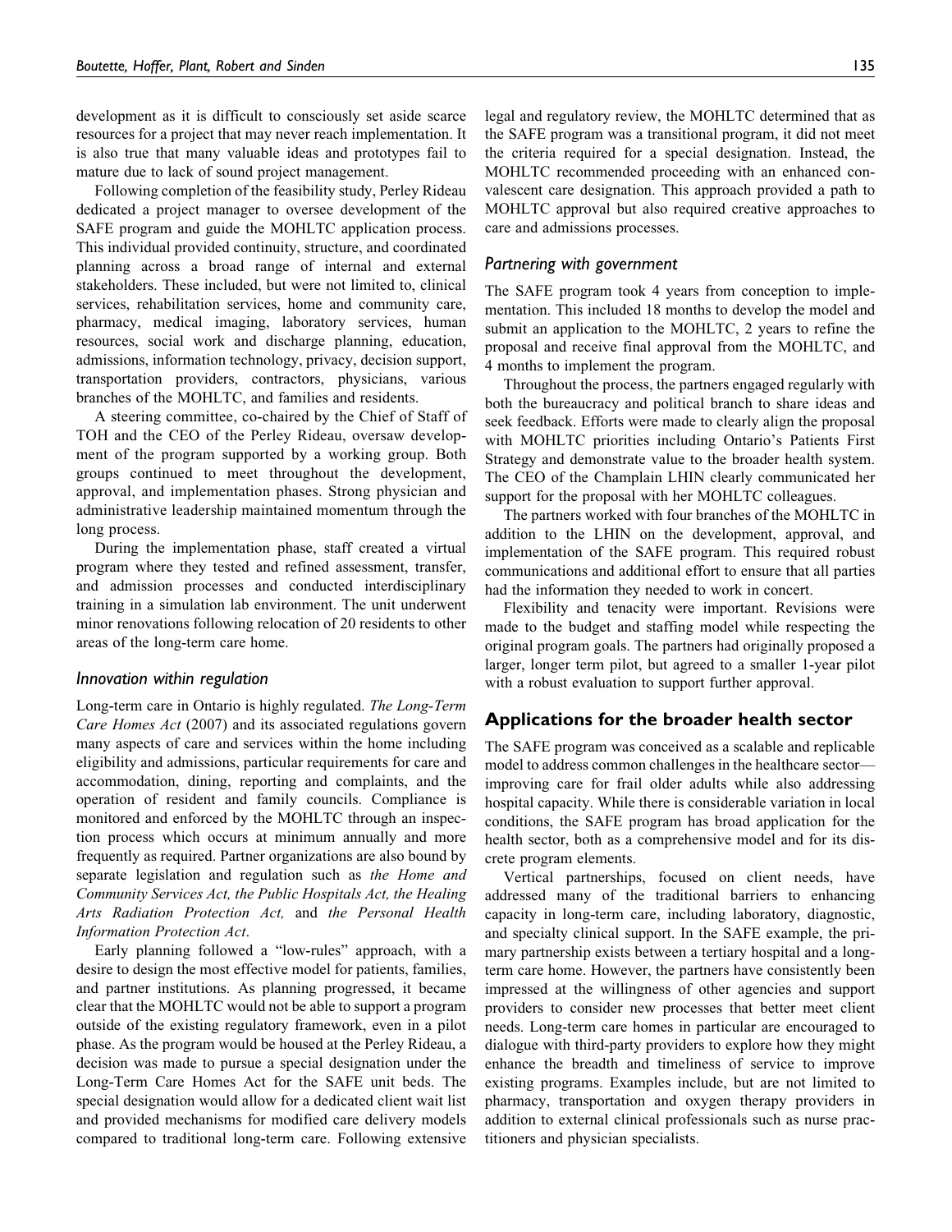development as it is difficult to consciously set aside scarce resources for a project that may never reach implementation. It is also true that many valuable ideas and prototypes fail to mature due to lack of sound project management.

Following completion of the feasibility study, Perley Rideau dedicated a project manager to oversee development of the SAFE program and guide the MOHLTC application process. This individual provided continuity, structure, and coordinated planning across a broad range of internal and external stakeholders. These included, but were not limited to, clinical services, rehabilitation services, home and community care, pharmacy, medical imaging, laboratory services, human resources, social work and discharge planning, education, admissions, information technology, privacy, decision support, transportation providers, contractors, physicians, various branches of the MOHLTC, and families and residents.

A steering committee, co-chaired by the Chief of Staff of TOH and the CEO of the Perley Rideau, oversaw development of the program supported by a working group. Both groups continued to meet throughout the development, approval, and implementation phases. Strong physician and administrative leadership maintained momentum through the long process.

During the implementation phase, staff created a virtual program where they tested and refined assessment, transfer, and admission processes and conducted interdisciplinary training in a simulation lab environment. The unit underwent minor renovations following relocation of 20 residents to other areas of the long-term care home.

### Innovation within regulation

Long-term care in Ontario is highly regulated. *The Long-Term Care Homes Act* (2007) and its associated regulations govern many aspects of care and services within the home including eligibility and admissions, particular requirements for care and accommodation, dining, reporting and complaints, and the operation of resident and family councils. Compliance is monitored and enforced by the MOHLTC through an inspection process which occurs at minimum annually and more frequently as required. Partner organizations are also bound by separate legislation and regulation such as *the Home and Community Services Act, the Public Hospitals Act, the Healing Arts Radiation Protection Act,* and *the Personal Health Information Protection Act*.

Early planning followed a "low-rules" approach, with a desire to design the most effective model for patients, families, and partner institutions. As planning progressed, it became clear that the MOHLTC would not be able to support a program outside of the existing regulatory framework, even in a pilot phase. As the program would be housed at the Perley Rideau, a decision was made to pursue a special designation under the Long-Term Care Homes Act for the SAFE unit beds. The special designation would allow for a dedicated client wait list and provided mechanisms for modified care delivery models compared to traditional long-term care. Following extensive legal and regulatory review, the MOHLTC determined that as the SAFE program was a transitional program, it did not meet the criteria required for a special designation. Instead, the MOHLTC recommended proceeding with an enhanced convalescent care designation. This approach provided a path to MOHLTC approval but also required creative approaches to care and admissions processes.

### Partnering with government

The SAFE program took 4 years from conception to implementation. This included 18 months to develop the model and submit an application to the MOHLTC, 2 years to refine the proposal and receive final approval from the MOHLTC, and 4 months to implement the program.

Throughout the process, the partners engaged regularly with both the bureaucracy and political branch to share ideas and seek feedback. Efforts were made to clearly align the proposal with MOHLTC priorities including Ontario's Patients First Strategy and demonstrate value to the broader health system. The CEO of the Champlain LHIN clearly communicated her support for the proposal with her MOHLTC colleagues.

The partners worked with four branches of the MOHLTC in addition to the LHIN on the development, approval, and implementation of the SAFE program. This required robust communications and additional effort to ensure that all parties had the information they needed to work in concert.

Flexibility and tenacity were important. Revisions were made to the budget and staffing model while respecting the original program goals. The partners had originally proposed a larger, longer term pilot, but agreed to a smaller 1-year pilot with a robust evaluation to support further approval.

## Applications for the broader health sector

The SAFE program was conceived as a scalable and replicable model to address common challenges in the healthcare sector—improving care for frail older adults while also addressing hospital capacity. While there is considerable variation in local conditions, the SAFE program has broad application for the health sector, both as a comprehensive model and for its discrete program elements.

Vertical partnerships, focused on client needs, have addressed many of the traditional barriers to enhancing capacity in long-term care, including laboratory, diagnostic, and specialty clinical support. In the SAFE example, the primary partnership exists between a tertiary hospital and a long-term care home. However, the partners have consistently been impressed at the willingness of other agencies and support providers to consider new processes that better meet client needs. Long-term care homes in particular are encouraged to dialogue with third-party providers to explore how they might enhance the breadth and timeliness of service to improve existing programs. Examples include, but are not limited to pharmacy, transportation and oxygen therapy providers in addition to external clinical professionals such as nurse practitioners and physician specialists.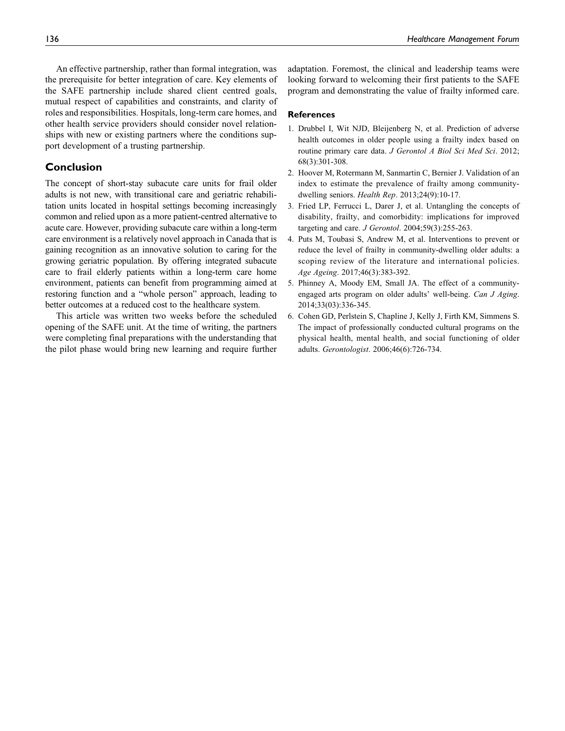An effective partnership, rather than formal integration, was the prerequisite for better integration of care. Key elements of the SAFE partnership include shared client centred goals, mutual respect of capabilities and constraints, and clarity of roles and responsibilities. Hospitals, long-term care homes, and other health service providers should consider novel relationships with new or existing partners where the conditions support development of a trusting partnership.

## Conclusion

The concept of short-stay subacute care units for frail older adults is not new, with transitional care and geriatric rehabilitation units located in hospital settings becoming increasingly common and relied upon as a more patient-centred alternative to acute care. However, providing subacute care within a long-term care environment is a relatively novel approach in Canada that is gaining recognition as an innovative solution to caring for the growing geriatric population. By offering integrated subacute care to frail elderly patients within a long-term care home environment, patients can benefit from programming aimed at restoring function and a "whole person" approach, leading to better outcomes at a reduced cost to the healthcare system.

This article was written two weeks before the scheduled opening of the SAFE unit. At the time of writing, the partners were completing final preparations with the understanding that the pilot phase would bring new learning and require further adaptation. Foremost, the clinical and leadership teams were looking forward to welcoming their first patients to the SAFE program and demonstrating the value of frailty informed care.

### References

1. Drubbel I, Wit NJD, Bleijenberg N, et al. Prediction of adverse health outcomes in older people using a frailty index based on routine primary care data. *J Gerontol A Biol Sci Med Sci*. 2012; 68(3):301-308.
2. Hoover M, Rotermann M, Sanmartin C, Bernier J. Validation of an index to estimate the prevalence of frailty among community-dwelling seniors. *Health Rep*. 2013;24(9):10-17.
3. Fried LP, Ferrucci L, Darer J, et al. Untangling the concepts of disability, frailty, and comorbidity: implications for improved targeting and care. *J Gerontol*. 2004;59(3):255-263.
4. Puts M, Toubasi S, Andrew M, et al. Interventions to prevent or reduce the level of frailty in community-dwelling older adults: a scoping review of the literature and international policies. *Age Ageing*. 2017;46(3):383-392.
5. Phinney A, Moody EM, Small JA. The effect of a community-engaged arts program on older adults' well-being. *Can J Aging*. 2014;33(03):336-345.
6. Cohen GD, Perlstein S, Chapline J, Kelly J, Firth KM, Simmens S. The impact of professionally conducted cultural programs on the physical health, mental health, and social functioning of older adults. *Gerontologist*. 2006;46(6):726-734.